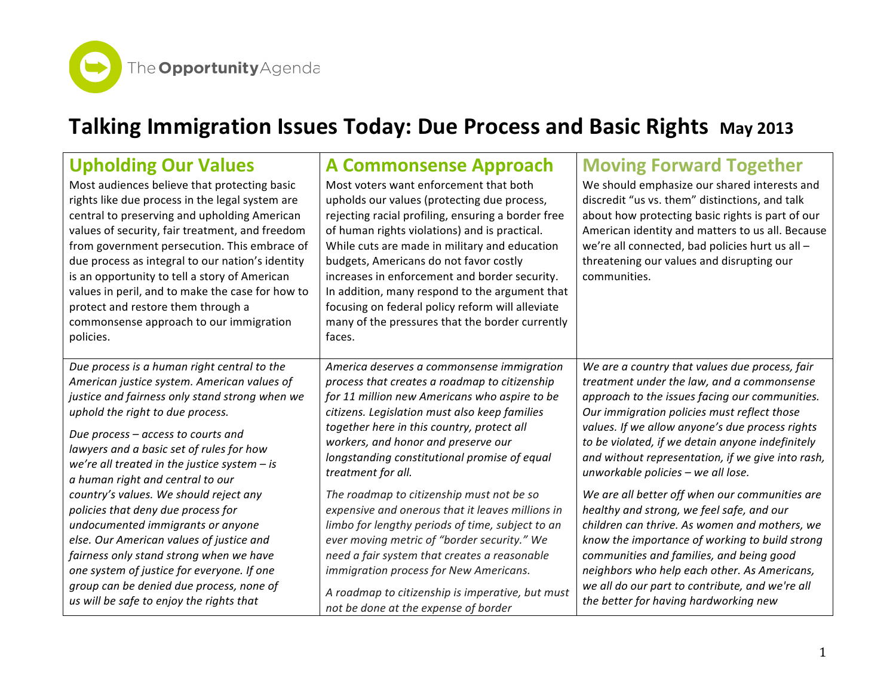The **Opportunity**Agenda

# Talking Immigration Issues Today: Due Process and Basic Rights May 2013

| Upholding Our Values | A Commonsense Approach | Moving Forward Together |
|---|---|---|
| Most audiences believe that protecting basic rights like due process in the legal system are central to preserving and upholding American values of security, fair treatment, and freedom from government persecution. This embrace of due process as integral to our nation's identity is an opportunity to tell a story of American values in peril, and to make the case for how to protect and restore them through a commonsense approach to our immigration policies. | Most voters want enforcement that both upholds our values (protecting due process, rejecting racial profiling, ensuring a border free of human rights violations) and is practical. While cuts are made in military and education budgets, Americans do not favor costly increases in enforcement and border security. In addition, many respond to the argument that focusing on federal policy reform will alleviate many of the pressures that the border currently faces. | We should emphasize our shared interests and discredit "us vs. them" distinctions, and talk about how protecting basic rights is part of our American identity and matters to us all. Because we're all connected, bad policies hurt us all – threatening our values and disrupting our communities. |
| *Due process is a human right central to the American justice system. American values of justice and fairness only stand strong when we uphold the right to due process.*<br><br>*Due process – access to courts and lawyers and a basic set of rules for how we're all treated in the justice system – is a human right and central to our country's values. We should reject any policies that deny due process for undocumented immigrants or anyone else. Our American values of justice and fairness only stand strong when we have one system of justice for everyone. If one group can be denied due process, none of us will be safe to enjoy the rights that* | *America deserves a commonsense immigration process that creates a roadmap to citizenship for 11 million new Americans who aspire to be citizens. Legislation must also keep families together here in this country, protect all workers, and honor and preserve our longstanding constitutional promise of equal treatment for all.*<br><br>*The roadmap to citizenship must not be so expensive and onerous that it leaves millions in limbo for lengthy periods of time, subject to an ever moving metric of "border security." We need a fair system that creates a reasonable immigration process for New Americans.*<br><br>*A roadmap to citizenship is imperative, but must not be done at the expense of border* | *We are a country that values due process, fair treatment under the law, and a commonsense approach to the issues facing our communities. Our immigration policies must reflect those values. If we allow anyone's due process rights to be violated, if we detain anyone indefinitely and without representation, if we give into rash, unworkable policies – we all lose.*<br><br>*We are all better off when our communities are healthy and strong, we feel safe, and our children can thrive. As women and mothers, we know the importance of working to build strong communities and families, and being good neighbors who help each other. As Americans, we all do our part to contribute, and we're all the better for having hardworking new* |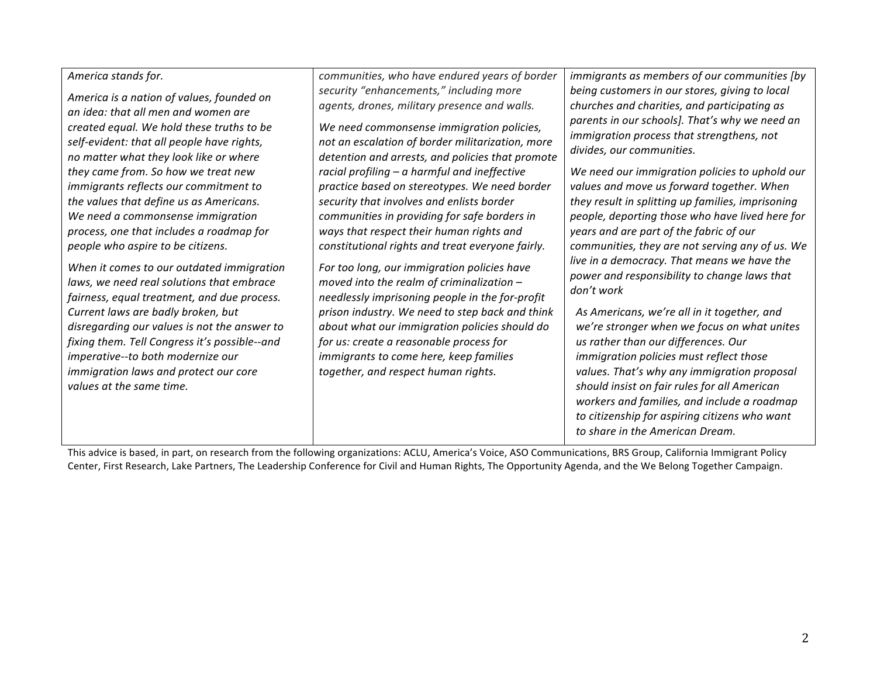| | | |
|---|---|---|
| *America stands for.*<br><br>*America is a nation of values, founded on an idea: that all men and women are created equal. We hold these truths to be self-evident: that all people have rights, no matter what they look like or where they came from. So how we treat new immigrants reflects our commitment to the values that define us as Americans. We need a commonsense immigration process, one that includes a roadmap for people who aspire to be citizens.*<br><br>*When it comes to our outdated immigration laws, we need real solutions that embrace fairness, equal treatment, and due process. Current laws are badly broken, but disregarding our values is not the answer to fixing them. Tell Congress it's possible--and imperative--to both modernize our immigration laws and protect our core values at the same time.* | *communities, who have endured years of border security "enhancements," including more agents, drones, military presence and walls.*<br><br>*We need commonsense immigration policies, not an escalation of border militarization, more detention and arrests, and policies that promote racial profiling – a harmful and ineffective practice based on stereotypes. We need border security that involves and enlists border communities in providing for safe borders in ways that respect their human rights and constitutional rights and treat everyone fairly.*<br><br>*For too long, our immigration policies have moved into the realm of criminalization – needlessly imprisoning people in the for-profit prison industry. We need to step back and think about what our immigration policies should do for us: create a reasonable process for immigrants to come here, keep families together, and respect human rights.* | *immigrants as members of our communities [by being customers in our stores, giving to local churches and charities, and participating as parents in our schools]. That's why we need an immigration process that strengthens, not divides, our communities.*<br><br>*We need our immigration policies to uphold our values and move us forward together. When they result in splitting up families, imprisoning people, deporting those who have lived here for years and are part of the fabric of our communities, they are not serving any of us. We live in a democracy. That means we have the power and responsibility to change laws that don't work*<br><br>*As Americans, we're all in it together, and we're stronger when we focus on what unites us rather than our differences. Our immigration policies must reflect those values. That's why any immigration proposal should insist on fair rules for all American workers and families, and include a roadmap to citizenship for aspiring citizens who want to share in the American Dream.* |

This advice is based, in part, on research from the following organizations: ACLU, America's Voice, ASO Communications, BRS Group, California Immigrant Policy Center, First Research, Lake Partners, The Leadership Conference for Civil and Human Rights, The Opportunity Agenda, and the We Belong Together Campaign.